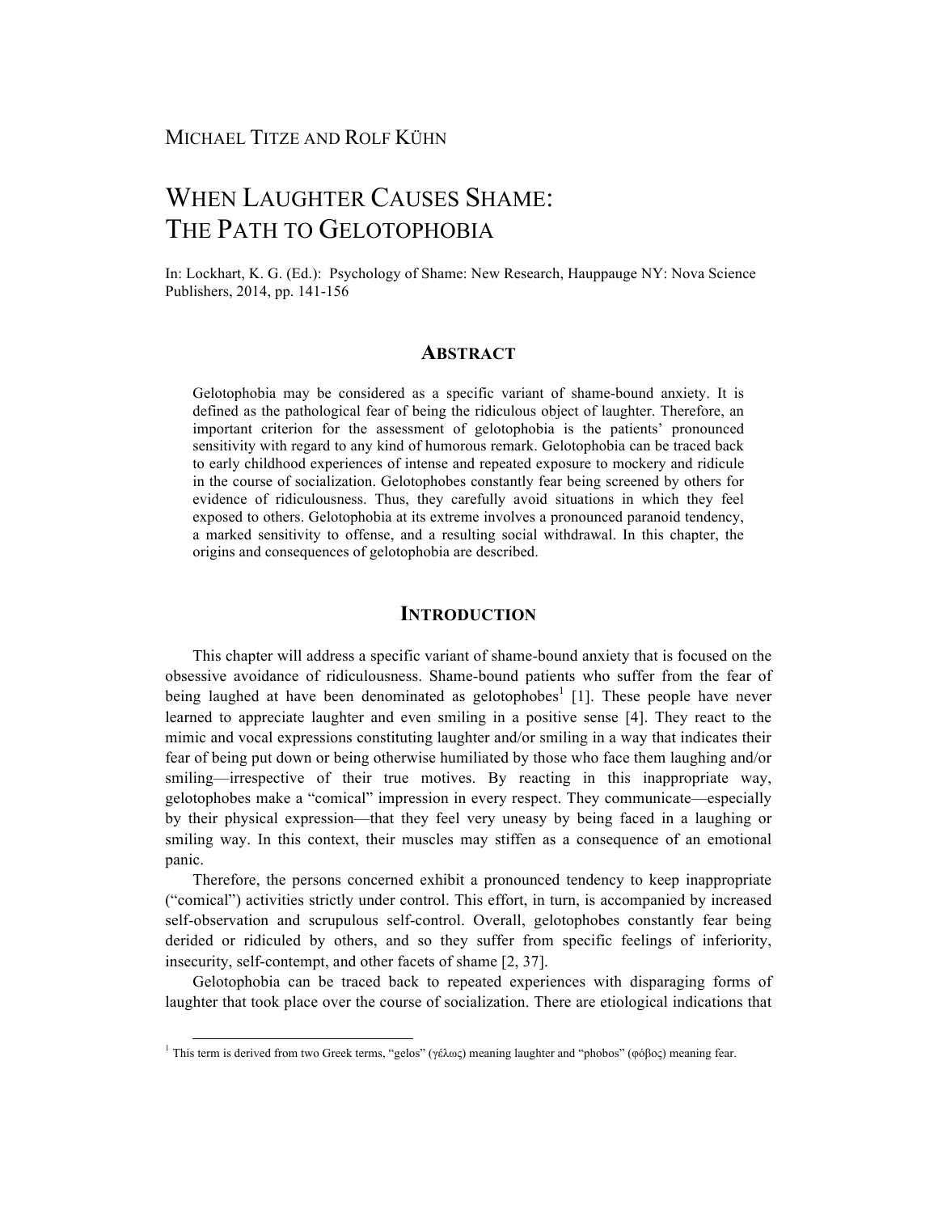MICHAEL TITZE AND ROLF KÜHN

# WHEN LAUGHTER CAUSES SHAME: THE PATH TO GELOTOPHOBIA

In: Lockhart, K. G. (Ed.): Psychology of Shame: New Research, Hauppauge NY: Nova Science Publishers, 2014, pp. 141-156

## ABSTRACT

Gelotophobia may be considered as a specific variant of shame-bound anxiety. It is defined as the pathological fear of being the ridiculous object of laughter. Therefore, an important criterion for the assessment of gelotophobia is the patients' pronounced sensitivity with regard to any kind of humorous remark. Gelotophobia can be traced back to early childhood experiences of intense and repeated exposure to mockery and ridicule in the course of socialization. Gelotophobes constantly fear being screened by others for evidence of ridiculousness. Thus, they carefully avoid situations in which they feel exposed to others. Gelotophobia at its extreme involves a pronounced paranoid tendency, a marked sensitivity to offense, and a resulting social withdrawal. In this chapter, the origins and consequences of gelotophobia are described.

## INTRODUCTION

This chapter will address a specific variant of shame-bound anxiety that is focused on the obsessive avoidance of ridiculousness. Shame-bound patients who suffer from the fear of being laughed at have been denominated as gelotophobes[1] [1]. These people have never learned to appreciate laughter and even smiling in a positive sense [4]. They react to the mimic and vocal expressions constituting laughter and/or smiling in a way that indicates their fear of being put down or being otherwise humiliated by those who face them laughing and/or smiling—irrespective of their true motives. By reacting in this inappropriate way, gelotophobes make a "comical" impression in every respect. They communicate—especially by their physical expression—that they feel very uneasy by being faced in a laughing or smiling way. In this context, their muscles may stiffen as a consequence of an emotional panic.

Therefore, the persons concerned exhibit a pronounced tendency to keep inappropriate ("comical") activities strictly under control. This effort, in turn, is accompanied by increased self-observation and scrupulous self-control. Overall, gelotophobes constantly fear being derided or ridiculed by others, and so they suffer from specific feelings of inferiority, insecurity, self-contempt, and other facets of shame [2, 37].

Gelotophobia can be traced back to repeated experiences with disparaging forms of laughter that took place over the course of socialization. There are etiological indications that

[1] This term is derived from two Greek terms, "gelos" (γέλως) meaning laughter and "phobos" (φόβος) meaning fear.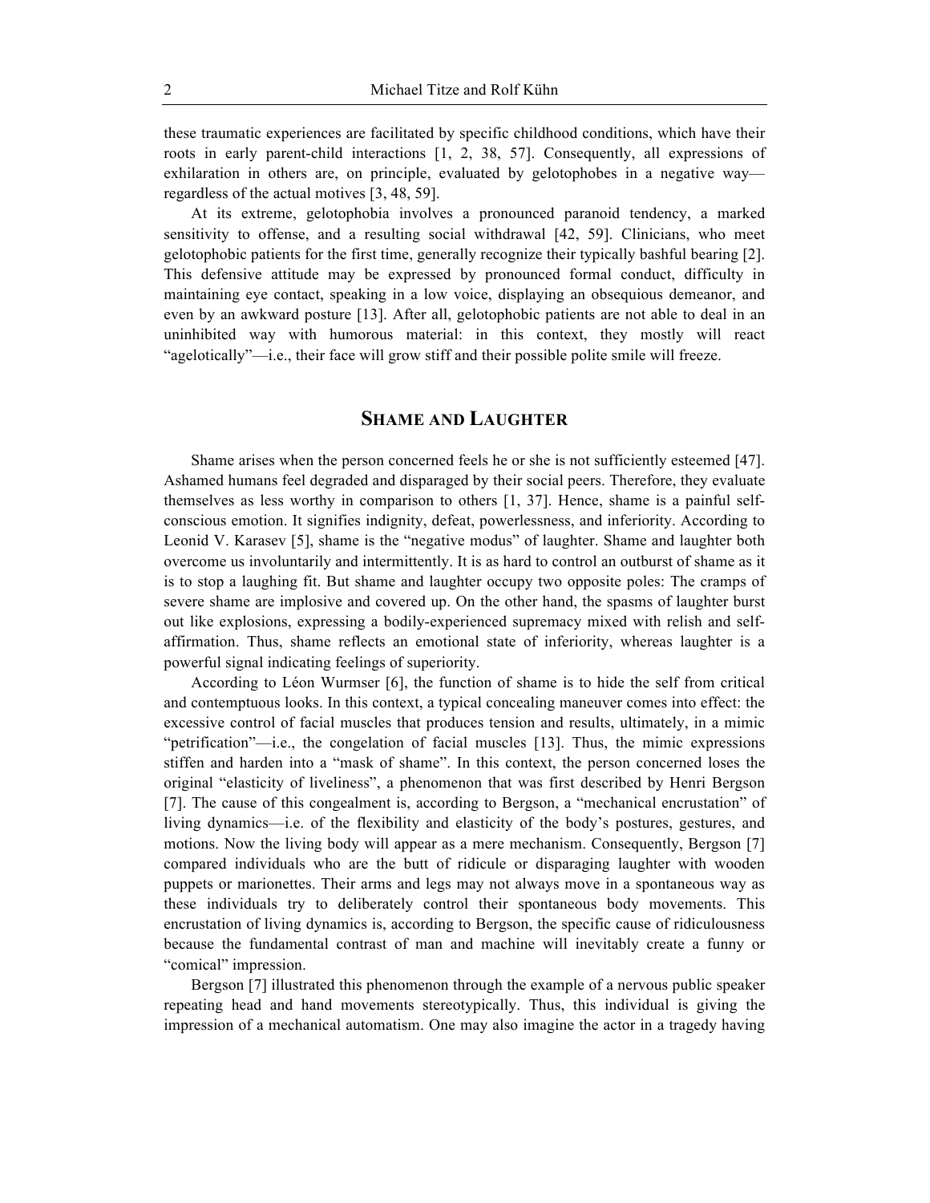these traumatic experiences are facilitated by specific childhood conditions, which have their roots in early parent-child interactions [1, 2, 38, 57]. Consequently, all expressions of exhilaration in others are, on principle, evaluated by gelotophobes in a negative way—regardless of the actual motives [3, 48, 59].

At its extreme, gelotophobia involves a pronounced paranoid tendency, a marked sensitivity to offense, and a resulting social withdrawal [42, 59]. Clinicians, who meet gelotophobic patients for the first time, generally recognize their typically bashful bearing [2]. This defensive attitude may be expressed by pronounced formal conduct, difficulty in maintaining eye contact, speaking in a low voice, displaying an obsequious demeanor, and even by an awkward posture [13]. After all, gelotophobic patients are not able to deal in an uninhibited way with humorous material: in this context, they mostly will react "agelotically"—i.e., their face will grow stiff and their possible polite smile will freeze.

## Shame and Laughter

Shame arises when the person concerned feels he or she is not sufficiently esteemed [47]. Ashamed humans feel degraded and disparaged by their social peers. Therefore, they evaluate themselves as less worthy in comparison to others [1, 37]. Hence, shame is a painful self-conscious emotion. It signifies indignity, defeat, powerlessness, and inferiority. According to Leonid V. Karasev [5], shame is the "negative modus" of laughter. Shame and laughter both overcome us involuntarily and intermittently. It is as hard to control an outburst of shame as it is to stop a laughing fit. But shame and laughter occupy two opposite poles: The cramps of severe shame are implosive and covered up. On the other hand, the spasms of laughter burst out like explosions, expressing a bodily-experienced supremacy mixed with relish and self-affirmation. Thus, shame reflects an emotional state of inferiority, whereas laughter is a powerful signal indicating feelings of superiority.

According to Léon Wurmser [6], the function of shame is to hide the self from critical and contemptuous looks. In this context, a typical concealing maneuver comes into effect: the excessive control of facial muscles that produces tension and results, ultimately, in a mimic "petrification"—i.e., the congelation of facial muscles [13]. Thus, the mimic expressions stiffen and harden into a "mask of shame". In this context, the person concerned loses the original "elasticity of liveliness", a phenomenon that was first described by Henri Bergson [7]. The cause of this congealment is, according to Bergson, a "mechanical encrustation" of living dynamics—i.e. of the flexibility and elasticity of the body's postures, gestures, and motions. Now the living body will appear as a mere mechanism. Consequently, Bergson [7] compared individuals who are the butt of ridicule or disparaging laughter with wooden puppets or marionettes. Their arms and legs may not always move in a spontaneous way as these individuals try to deliberately control their spontaneous body movements. This encrustation of living dynamics is, according to Bergson, the specific cause of ridiculousness because the fundamental contrast of man and machine will inevitably create a funny or "comical" impression.

Bergson [7] illustrated this phenomenon through the example of a nervous public speaker repeating head and hand movements stereotypically. Thus, this individual is giving the impression of a mechanical automatism. One may also imagine the actor in a tragedy having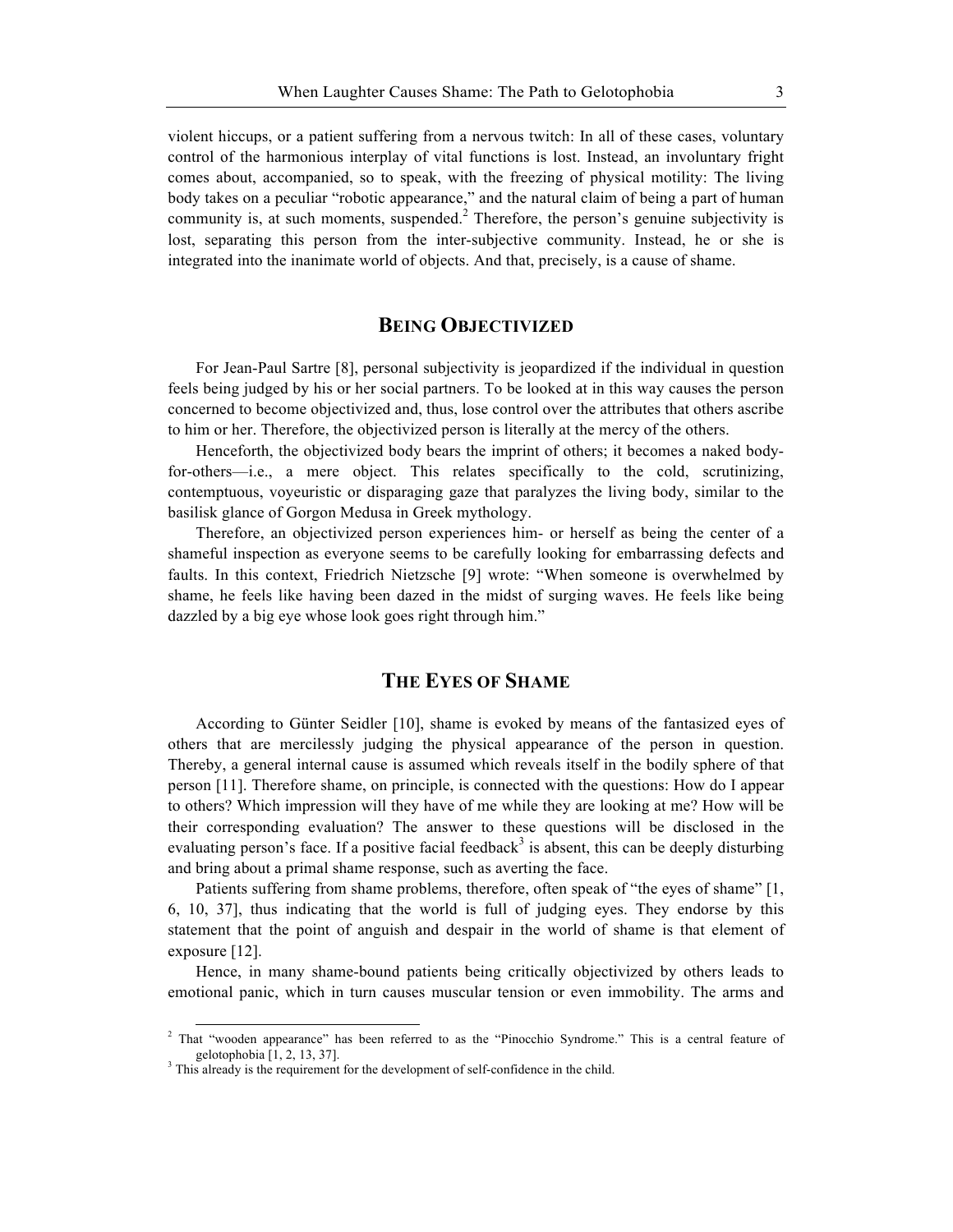violent hiccups, or a patient suffering from a nervous twitch: In all of these cases, voluntary control of the harmonious interplay of vital functions is lost. Instead, an involuntary fright comes about, accompanied, so to speak, with the freezing of physical motility: The living body takes on a peculiar "robotic appearance," and the natural claim of being a part of human community is, at such moments, suspended.[2] Therefore, the person's genuine subjectivity is lost, separating this person from the inter-subjective community. Instead, he or she is integrated into the inanimate world of objects. And that, precisely, is a cause of shame.

## BEING OBJECTIVIZED

For Jean-Paul Sartre [8], personal subjectivity is jeopardized if the individual in question feels being judged by his or her social partners. To be looked at in this way causes the person concerned to become objectivized and, thus, lose control over the attributes that others ascribe to him or her. Therefore, the objectivized person is literally at the mercy of the others.

Henceforth, the objectivized body bears the imprint of others; it becomes a naked body-for-others—i.e., a mere object. This relates specifically to the cold, scrutinizing, contemptuous, voyeuristic or disparaging gaze that paralyzes the living body, similar to the basilisk glance of Gorgon Medusa in Greek mythology.

Therefore, an objectivized person experiences him- or herself as being the center of a shameful inspection as everyone seems to be carefully looking for embarrassing defects and faults. In this context, Friedrich Nietzsche [9] wrote: "When someone is overwhelmed by shame, he feels like having been dazed in the midst of surging waves. He feels like being dazzled by a big eye whose look goes right through him."

## THE EYES OF SHAME

According to Günter Seidler [10], shame is evoked by means of the fantasized eyes of others that are mercilessly judging the physical appearance of the person in question. Thereby, a general internal cause is assumed which reveals itself in the bodily sphere of that person [11]. Therefore shame, on principle, is connected with the questions: How do I appear to others? Which impression will they have of me while they are looking at me? How will be their corresponding evaluation? The answer to these questions will be disclosed in the evaluating person's face. If a positive facial feedback[3] is absent, this can be deeply disturbing and bring about a primal shame response, such as averting the face.

Patients suffering from shame problems, therefore, often speak of "the eyes of shame" [1, 6, 10, 37], thus indicating that the world is full of judging eyes. They endorse by this statement that the point of anguish and despair in the world of shame is that element of exposure [12].

Hence, in many shame-bound patients being critically objectivized by others leads to emotional panic, which in turn causes muscular tension or even immobility. The arms and

---

[2] That "wooden appearance" has been referred to as the "Pinocchio Syndrome." This is a central feature of gelotophobia [1, 2, 13, 37].

[3] This already is the requirement for the development of self-confidence in the child.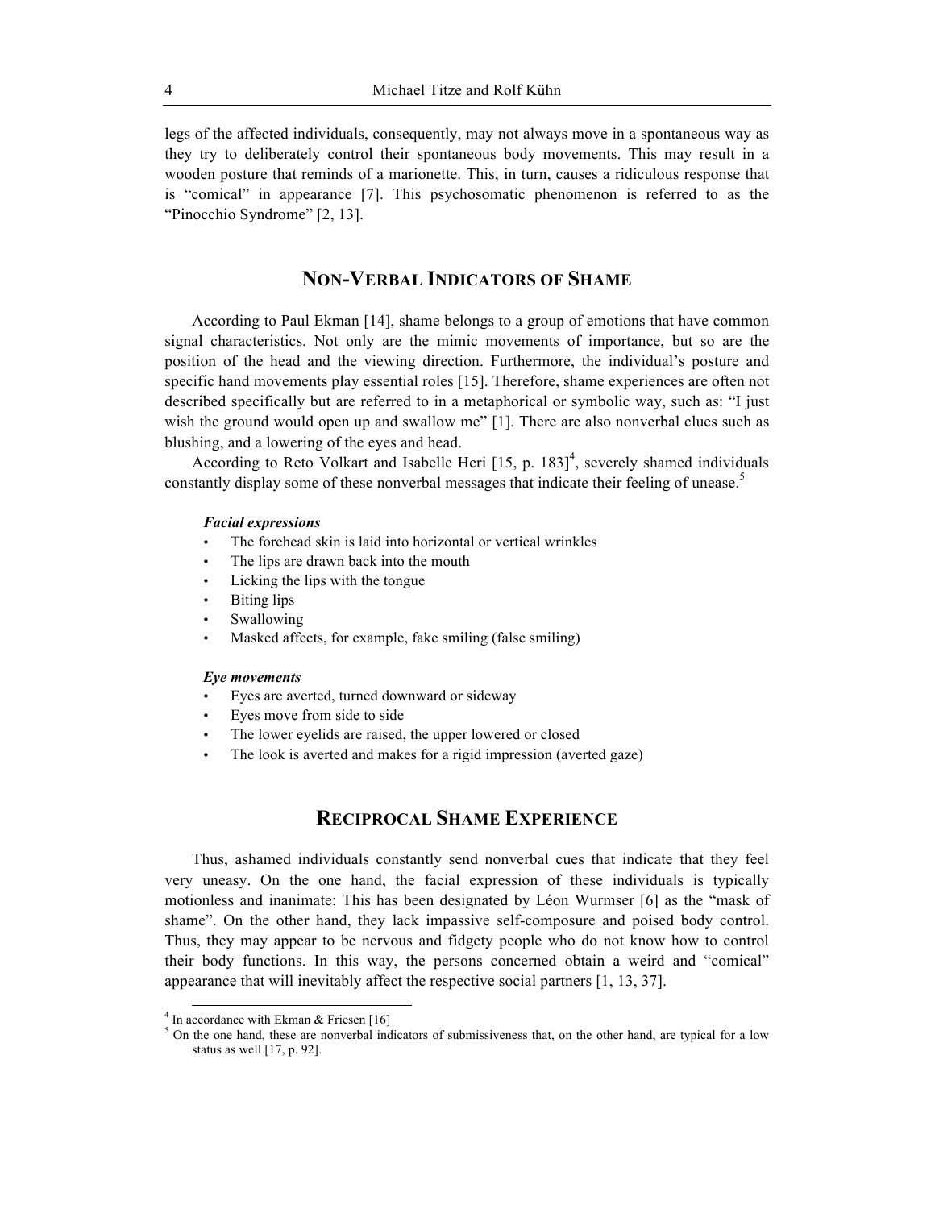legs of the affected individuals, consequently, may not always move in a spontaneous way as they try to deliberately control their spontaneous body movements. This may result in a wooden posture that reminds of a marionette. This, in turn, causes a ridiculous response that is "comical" in appearance [7]. This psychosomatic phenomenon is referred to as the "Pinocchio Syndrome" [2, 13].

## Non-Verbal Indicators of Shame

According to Paul Ekman [14], shame belongs to a group of emotions that have common signal characteristics. Not only are the mimic movements of importance, but so are the position of the head and the viewing direction. Furthermore, the individual's posture and specific hand movements play essential roles [15]. Therefore, shame experiences are often not described specifically but are referred to in a metaphorical or symbolic way, such as: "I just wish the ground would open up and swallow me" [1]. There are also nonverbal clues such as blushing, and a lowering of the eyes and head.

According to Reto Volkart and Isabelle Heri [15, p. 183][4], severely shamed individuals constantly display some of these nonverbal messages that indicate their feeling of unease.[5]

***Facial expressions***

- The forehead skin is laid into horizontal or vertical wrinkles
- The lips are drawn back into the mouth
- Licking the lips with the tongue
- Biting lips
- Swallowing
- Masked affects, for example, fake smiling (false smiling)

***Eye movements***

- Eyes are averted, turned downward or sideway
- Eyes move from side to side
- The lower eyelids are raised, the upper lowered or closed
- The look is averted and makes for a rigid impression (averted gaze)

## Reciprocal Shame Experience

Thus, ashamed individuals constantly send nonverbal cues that indicate that they feel very uneasy. On the one hand, the facial expression of these individuals is typically motionless and inanimate: This has been designated by Léon Wurmser [6] as the "mask of shame". On the other hand, they lack impassive self-composure and poised body control. Thus, they may appear to be nervous and fidgety people who do not know how to control their body functions. In this way, the persons concerned obtain a weird and "comical" appearance that will inevitably affect the respective social partners [1, 13, 37].

[4] In accordance with Ekman & Friesen [16]

[5] On the one hand, these are nonverbal indicators of submissiveness that, on the other hand, are typical for a low status as well [17, p. 92].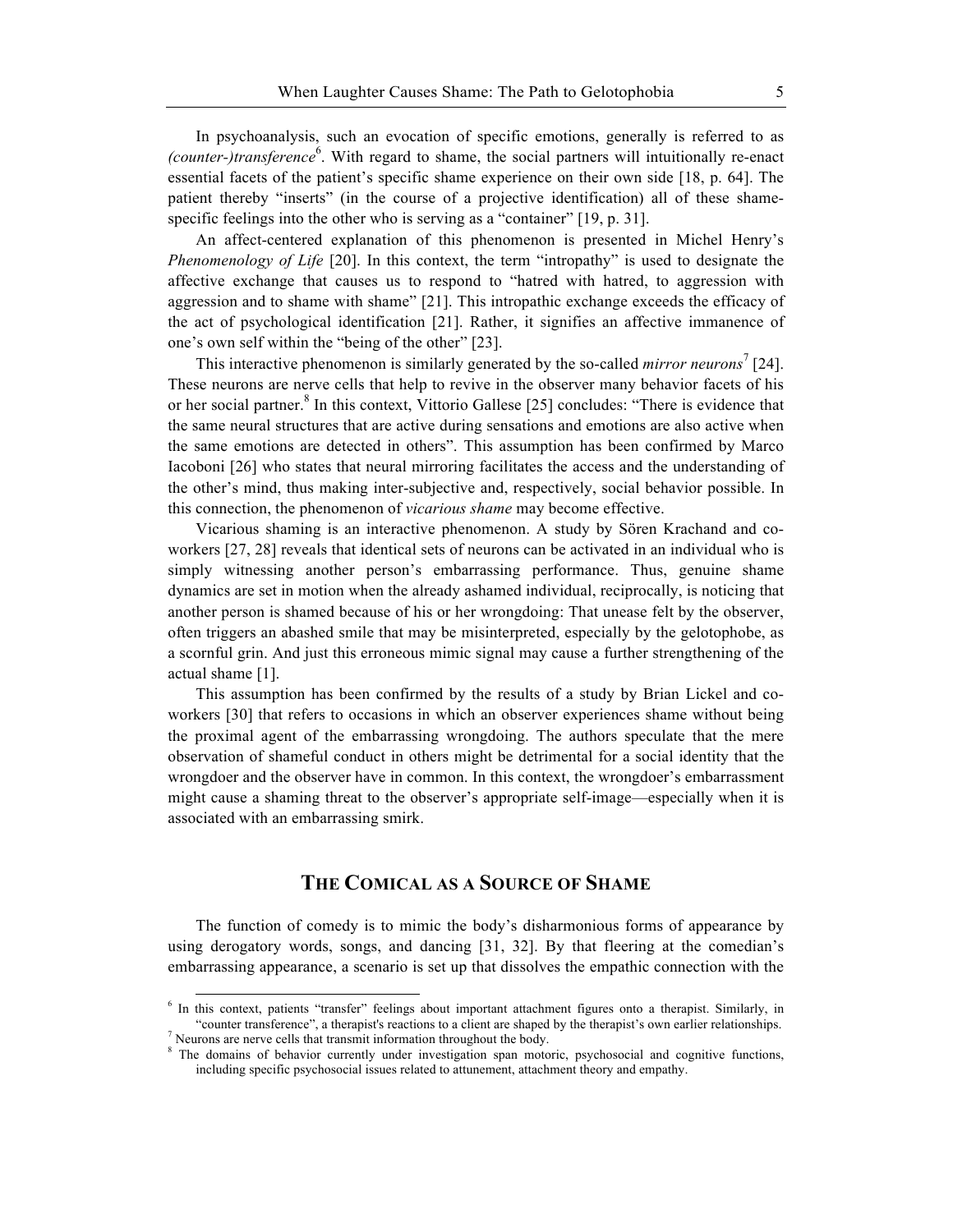In psychoanalysis, such an evocation of specific emotions, generally is referred to as *(counter-)transference*[6]. With regard to shame, the social partners will intuitionally re-enact essential facets of the patient's specific shame experience on their own side [18, p. 64]. The patient thereby "inserts" (in the course of a projective identification) all of these shame-specific feelings into the other who is serving as a "container" [19, p. 31].

An affect-centered explanation of this phenomenon is presented in Michel Henry's *Phenomenology of Life* [20]. In this context, the term "intropathy" is used to designate the affective exchange that causes us to respond to "hatred with hatred, to aggression with aggression and to shame with shame" [21]. This intropathic exchange exceeds the efficacy of the act of psychological identification [21]. Rather, it signifies an affective immanence of one's own self within the "being of the other" [23].

This interactive phenomenon is similarly generated by the so-called *mirror neurons*[7] [24]. These neurons are nerve cells that help to revive in the observer many behavior facets of his or her social partner.[8] In this context, Vittorio Gallese [25] concludes: "There is evidence that the same neural structures that are active during sensations and emotions are also active when the same emotions are detected in others". This assumption has been confirmed by Marco Iacoboni [26] who states that neural mirroring facilitates the access and the understanding of the other's mind, thus making inter-subjective and, respectively, social behavior possible. In this connection, the phenomenon of *vicarious shame* may become effective.

Vicarious shaming is an interactive phenomenon. A study by Sören Krachand and co-workers [27, 28] reveals that identical sets of neurons can be activated in an individual who is simply witnessing another person's embarrassing performance. Thus, genuine shame dynamics are set in motion when the already ashamed individual, reciprocally, is noticing that another person is shamed because of his or her wrongdoing: That unease felt by the observer, often triggers an abashed smile that may be misinterpreted, especially by the gelotophobe, as a scornful grin. And just this erroneous mimic signal may cause a further strengthening of the actual shame [1].

This assumption has been confirmed by the results of a study by Brian Lickel and co-workers [30] that refers to occasions in which an observer experiences shame without being the proximal agent of the embarrassing wrongdoing. The authors speculate that the mere observation of shameful conduct in others might be detrimental for a social identity that the wrongdoer and the observer have in common. In this context, the wrongdoer's embarrassment might cause a shaming threat to the observer's appropriate self-image—especially when it is associated with an embarrassing smirk.

## The Comical as a Source of Shame

The function of comedy is to mimic the body's disharmonious forms of appearance by using derogatory words, songs, and dancing [31, 32]. By that fleering at the comedian's embarrassing appearance, a scenario is set up that dissolves the empathic connection with the

---

[6] In this context, patients "transfer" feelings about important attachment figures onto a therapist. Similarly, in "counter transference", a therapist's reactions to a client are shaped by the therapist's own earlier relationships.

[7] Neurons are nerve cells that transmit information throughout the body.

[8] The domains of behavior currently under investigation span motoric, psychosocial and cognitive functions, including specific psychosocial issues related to attunement, attachment theory and empathy.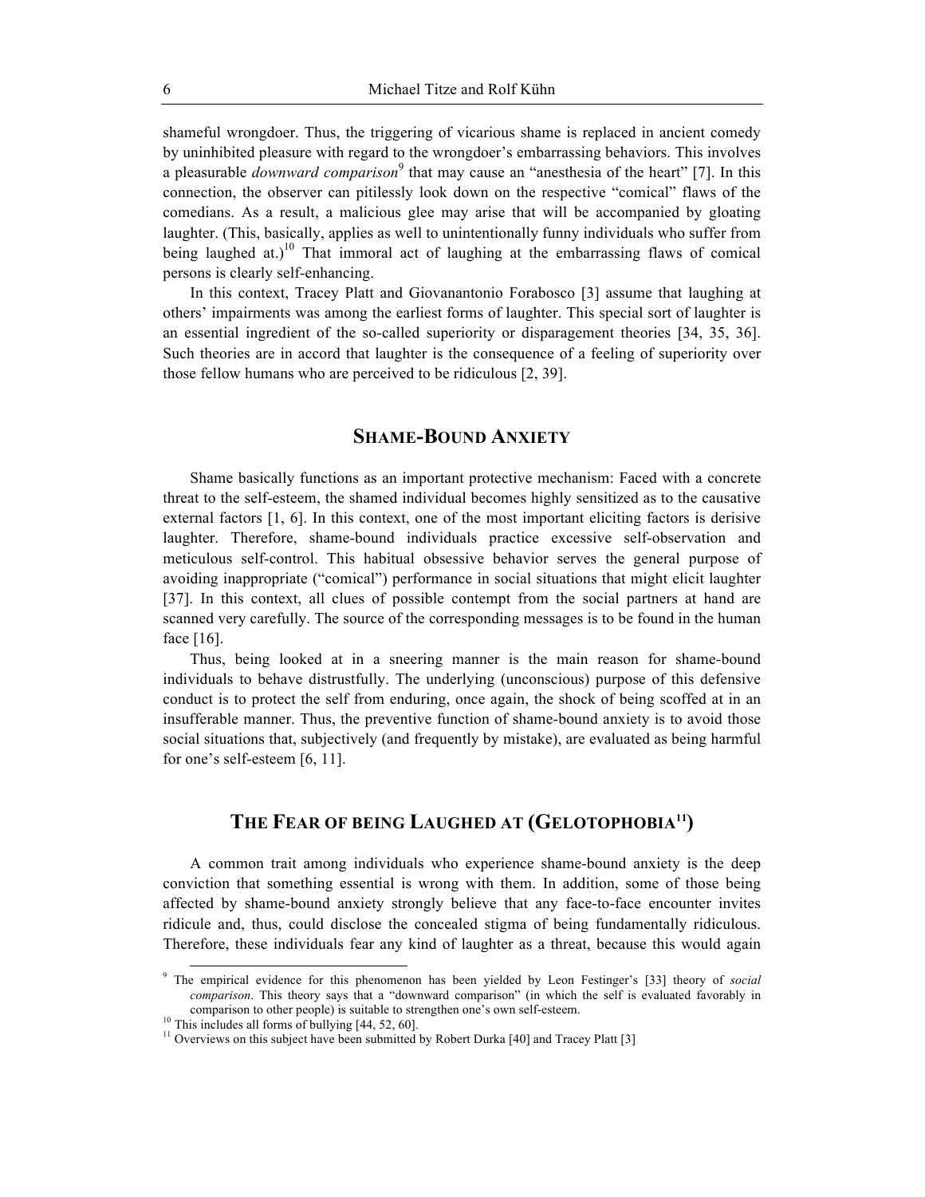shameful wrongdoer. Thus, the triggering of vicarious shame is replaced in ancient comedy by uninhibited pleasure with regard to the wrongdoer's embarrassing behaviors. This involves a pleasurable *downward comparison*[9] that may cause an "anesthesia of the heart" [7]. In this connection, the observer can pitilessly look down on the respective "comical" flaws of the comedians. As a result, a malicious glee may arise that will be accompanied by gloating laughter. (This, basically, applies as well to unintentionally funny individuals who suffer from being laughed at.)[10] That immoral act of laughing at the embarrassing flaws of comical persons is clearly self-enhancing.

In this context, Tracey Platt and Giovanantonio Forabosco [3] assume that laughing at others' impairments was among the earliest forms of laughter. This special sort of laughter is an essential ingredient of the so-called superiority or disparagement theories [34, 35, 36]. Such theories are in accord that laughter is the consequence of a feeling of superiority over those fellow humans who are perceived to be ridiculous [2, 39].

## Shame-Bound Anxiety

Shame basically functions as an important protective mechanism: Faced with a concrete threat to the self-esteem, the shamed individual becomes highly sensitized as to the causative external factors [1, 6]. In this context, one of the most important eliciting factors is derisive laughter. Therefore, shame-bound individuals practice excessive self-observation and meticulous self-control. This habitual obsessive behavior serves the general purpose of avoiding inappropriate ("comical") performance in social situations that might elicit laughter [37]. In this context, all clues of possible contempt from the social partners at hand are scanned very carefully. The source of the corresponding messages is to be found in the human face [16].

Thus, being looked at in a sneering manner is the main reason for shame-bound individuals to behave distrustfully. The underlying (unconscious) purpose of this defensive conduct is to protect the self from enduring, once again, the shock of being scoffed at in an insufferable manner. Thus, the preventive function of shame-bound anxiety is to avoid those social situations that, subjectively (and frequently by mistake), are evaluated as being harmful for one's self-esteem [6, 11].

## The Fear of being Laughed at (Gelotophobia[11])

A common trait among individuals who experience shame-bound anxiety is the deep conviction that something essential is wrong with them. In addition, some of those being affected by shame-bound anxiety strongly believe that any face-to-face encounter invites ridicule and, thus, could disclose the concealed stigma of being fundamentally ridiculous. Therefore, these individuals fear any kind of laughter as a threat, because this would again

---

[9] The empirical evidence for this phenomenon has been yielded by Leon Festinger's [33] theory of *social comparison*. This theory says that a "downward comparison" (in which the self is evaluated favorably in comparison to other people) is suitable to strengthen one's own self-esteem.

[10] This includes all forms of bullying [44, 52, 60].

[11] Overviews on this subject have been submitted by Robert Durka [40] and Tracey Platt [3]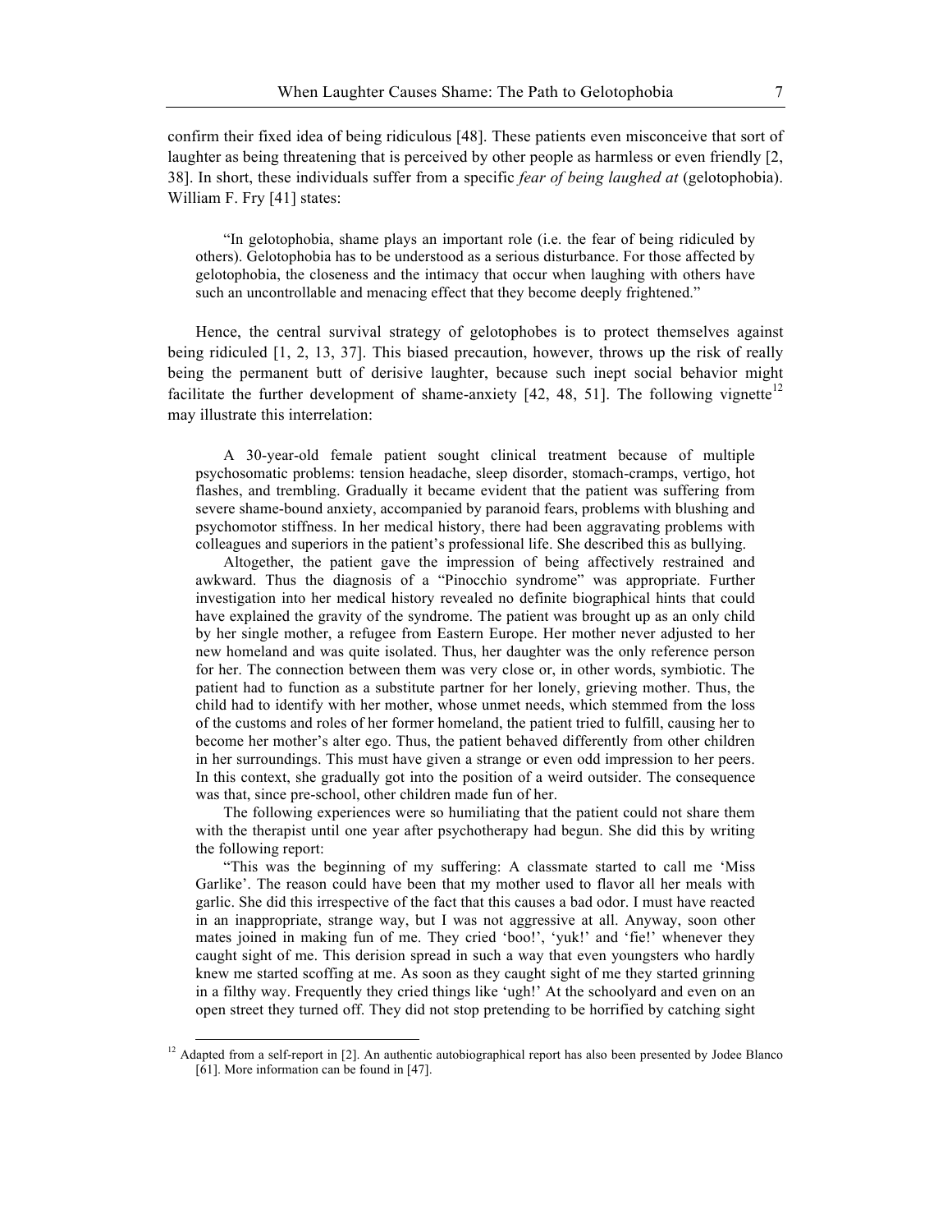confirm their fixed idea of being ridiculous [48]. These patients even misconceive that sort of laughter as being threatening that is perceived by other people as harmless or even friendly [2, 38]. In short, these individuals suffer from a specific *fear of being laughed at* (gelotophobia). William F. Fry [41] states:

> "In gelotophobia, shame plays an important role (i.e. the fear of being ridiculed by others). Gelotophobia has to be understood as a serious disturbance. For those affected by gelotophobia, the closeness and the intimacy that occur when laughing with others have such an uncontrollable and menacing effect that they become deeply frightened."

Hence, the central survival strategy of gelotophobes is to protect themselves against being ridiculed [1, 2, 13, 37]. This biased precaution, however, throws up the risk of really being the permanent butt of derisive laughter, because such inept social behavior might facilitate the further development of shame-anxiety [42, 48, 51]. The following vignette[12] may illustrate this interrelation:

> A 30-year-old female patient sought clinical treatment because of multiple psychosomatic problems: tension headache, sleep disorder, stomach-cramps, vertigo, hot flashes, and trembling. Gradually it became evident that the patient was suffering from severe shame-bound anxiety, accompanied by paranoid fears, problems with blushing and psychomotor stiffness. In her medical history, there had been aggravating problems with colleagues and superiors in the patient's professional life. She described this as bullying.
>
> Altogether, the patient gave the impression of being affectively restrained and awkward. Thus the diagnosis of a "Pinocchio syndrome" was appropriate. Further investigation into her medical history revealed no definite biographical hints that could have explained the gravity of the syndrome. The patient was brought up as an only child by her single mother, a refugee from Eastern Europe. Her mother never adjusted to her new homeland and was quite isolated. Thus, her daughter was the only reference person for her. The connection between them was very close or, in other words, symbiotic. The patient had to function as a substitute partner for her lonely, grieving mother. Thus, the child had to identify with her mother, whose unmet needs, which stemmed from the loss of the customs and roles of her former homeland, the patient tried to fulfill, causing her to become her mother's alter ego. Thus, the patient behaved differently from other children in her surroundings. This must have given a strange or even odd impression to her peers. In this context, she gradually got into the position of a weird outsider. The consequence was that, since pre-school, other children made fun of her.
>
> The following experiences were so humiliating that the patient could not share them with the therapist until one year after psychotherapy had begun. She did this by writing the following report:
>
> "This was the beginning of my suffering: A classmate started to call me 'Miss Garlike'. The reason could have been that my mother used to flavor all her meals with garlic. She did this irrespective of the fact that this causes a bad odor. I must have reacted in an inappropriate, strange way, but I was not aggressive at all. Anyway, soon other mates joined in making fun of me. They cried 'boo!', 'yuk!' and 'fie!' whenever they caught sight of me. This derision spread in such a way that even youngsters who hardly knew me started scoffing at me. As soon as they caught sight of me they started grinning in a filthy way. Frequently they cried things like 'ugh!' At the schoolyard and even on an open street they turned off. They did not stop pretending to be horrified by catching sight

[12] Adapted from a self-report in [2]. An authentic autobiographical report has also been presented by Jodee Blanco [61]. More information can be found in [47].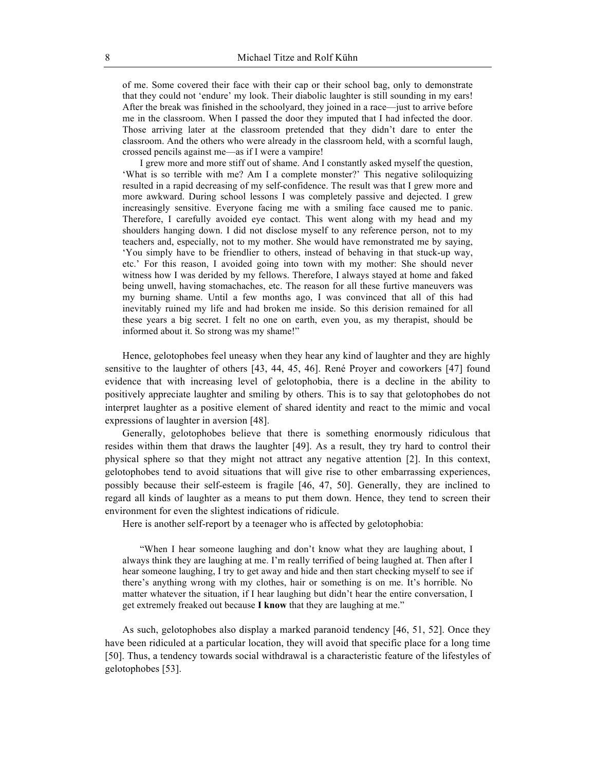> of me. Some covered their face with their cap or their school bag, only to demonstrate that they could not 'endure' my look. Their diabolic laughter is still sounding in my ears! After the break was finished in the schoolyard, they joined in a race—just to arrive before me in the classroom. When I passed the door they imputed that I had infected the door. Those arriving later at the classroom pretended that they didn't dare to enter the classroom. And the others who were already in the classroom held, with a scornful laugh, crossed pencils against me—as if I were a vampire!
>
> I grew more and more stiff out of shame. And I constantly asked myself the question, 'What is so terrible with me? Am I a complete monster?' This negative soliloquizing resulted in a rapid decreasing of my self-confidence. The result was that I grew more and more awkward. During school lessons I was completely passive and dejected. I grew increasingly sensitive. Everyone facing me with a smiling face caused me to panic. Therefore, I carefully avoided eye contact. This went along with my head and my shoulders hanging down. I did not disclose myself to any reference person, not to my teachers and, especially, not to my mother. She would have remonstrated me by saying, 'You simply have to be friendlier to others, instead of behaving in that stuck-up way, etc.' For this reason, I avoided going into town with my mother: She should never witness how I was derided by my fellows. Therefore, I always stayed at home and faked being unwell, having stomachaches, etc. The reason for all these furtive maneuvers was my burning shame. Until a few months ago, I was convinced that all of this had inevitably ruined my life and had broken me inside. So this derision remained for all these years a big secret. I felt no one on earth, even you, as my therapist, should be informed about it. So strong was my shame!"

Hence, gelotophobes feel uneasy when they hear any kind of laughter and they are highly sensitive to the laughter of others [43, 44, 45, 46]. René Proyer and coworkers [47] found evidence that with increasing level of gelotophobia, there is a decline in the ability to positively appreciate laughter and smiling by others. This is to say that gelotophobes do not interpret laughter as a positive element of shared identity and react to the mimic and vocal expressions of laughter in aversion [48].

Generally, gelotophobes believe that there is something enormously ridiculous that resides within them that draws the laughter [49]. As a result, they try hard to control their physical sphere so that they might not attract any negative attention [2]. In this context, gelotophobes tend to avoid situations that will give rise to other embarrassing experiences, possibly because their self-esteem is fragile [46, 47, 50]. Generally, they are inclined to regard all kinds of laughter as a means to put them down. Hence, they tend to screen their environment for even the slightest indications of ridicule.

Here is another self-report by a teenager who is affected by gelotophobia:

> "When I hear someone laughing and don't know what they are laughing about, I always think they are laughing at me. I'm really terrified of being laughed at. Then after I hear someone laughing, I try to get away and hide and then start checking myself to see if there's anything wrong with my clothes, hair or something is on me. It's horrible. No matter whatever the situation, if I hear laughing but didn't hear the entire conversation, I get extremely freaked out because **I know** that they are laughing at me."

As such, gelotophobes also display a marked paranoid tendency [46, 51, 52]. Once they have been ridiculed at a particular location, they will avoid that specific place for a long time [50]. Thus, a tendency towards social withdrawal is a characteristic feature of the lifestyles of gelotophobes [53].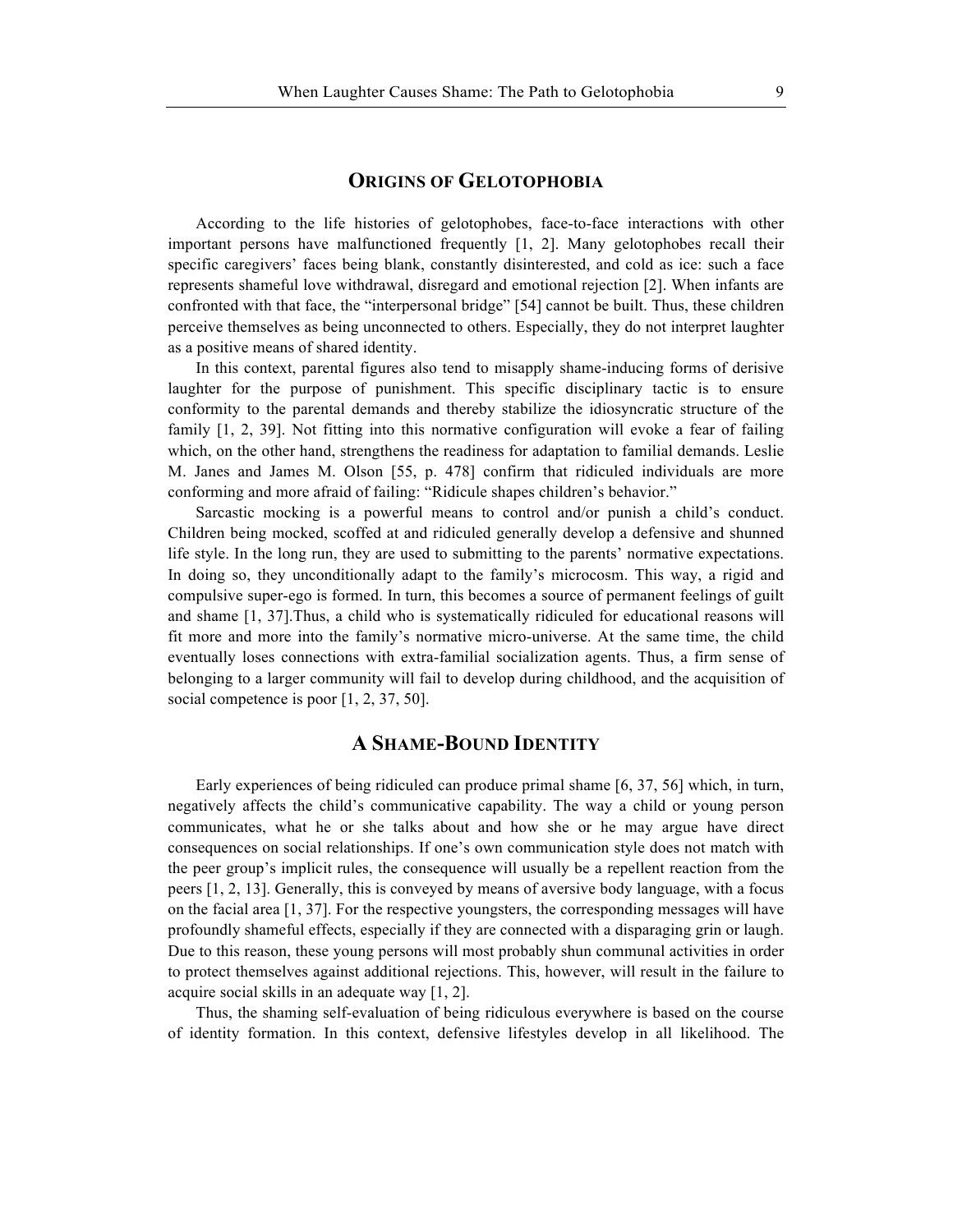## Origins of Gelotophobia

According to the life histories of gelotophobes, face-to-face interactions with other important persons have malfunctioned frequently [1, 2]. Many gelotophobes recall their specific caregivers' faces being blank, constantly disinterested, and cold as ice: such a face represents shameful love withdrawal, disregard and emotional rejection [2]. When infants are confronted with that face, the "interpersonal bridge" [54] cannot be built. Thus, these children perceive themselves as being unconnected to others. Especially, they do not interpret laughter as a positive means of shared identity.

In this context, parental figures also tend to misapply shame-inducing forms of derisive laughter for the purpose of punishment. This specific disciplinary tactic is to ensure conformity to the parental demands and thereby stabilize the idiosyncratic structure of the family [1, 2, 39]. Not fitting into this normative configuration will evoke a fear of failing which, on the other hand, strengthens the readiness for adaptation to familial demands. Leslie M. Janes and James M. Olson [55, p. 478] confirm that ridiculed individuals are more conforming and more afraid of failing: "Ridicule shapes children's behavior."

Sarcastic mocking is a powerful means to control and/or punish a child's conduct. Children being mocked, scoffed at and ridiculed generally develop a defensive and shunned life style. In the long run, they are used to submitting to the parents' normative expectations. In doing so, they unconditionally adapt to the family's microcosm. This way, a rigid and compulsive super-ego is formed. In turn, this becomes a source of permanent feelings of guilt and shame [1, 37].Thus, a child who is systematically ridiculed for educational reasons will fit more and more into the family's normative micro-universe. At the same time, the child eventually loses connections with extra-familial socialization agents. Thus, a firm sense of belonging to a larger community will fail to develop during childhood, and the acquisition of social competence is poor [1, 2, 37, 50].

## A Shame-Bound Identity

Early experiences of being ridiculed can produce primal shame [6, 37, 56] which, in turn, negatively affects the child's communicative capability. The way a child or young person communicates, what he or she talks about and how she or he may argue have direct consequences on social relationships. If one's own communication style does not match with the peer group's implicit rules, the consequence will usually be a repellent reaction from the peers [1, 2, 13]. Generally, this is conveyed by means of aversive body language, with a focus on the facial area [1, 37]. For the respective youngsters, the corresponding messages will have profoundly shameful effects, especially if they are connected with a disparaging grin or laugh. Due to this reason, these young persons will most probably shun communal activities in order to protect themselves against additional rejections. This, however, will result in the failure to acquire social skills in an adequate way [1, 2].

Thus, the shaming self-evaluation of being ridiculous everywhere is based on the course of identity formation. In this context, defensive lifestyles develop in all likelihood. The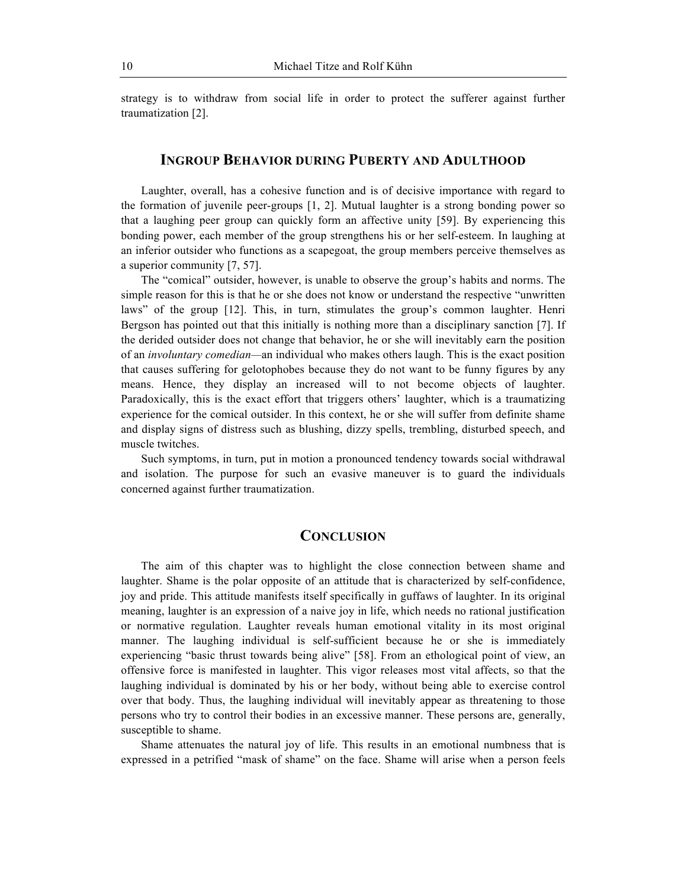strategy is to withdraw from social life in order to protect the sufferer against further traumatization [2].

## Ingroup Behavior during Puberty and Adulthood

Laughter, overall, has a cohesive function and is of decisive importance with regard to the formation of juvenile peer-groups [1, 2]. Mutual laughter is a strong bonding power so that a laughing peer group can quickly form an affective unity [59]. By experiencing this bonding power, each member of the group strengthens his or her self-esteem. In laughing at an inferior outsider who functions as a scapegoat, the group members perceive themselves as a superior community [7, 57].

The "comical" outsider, however, is unable to observe the group's habits and norms. The simple reason for this is that he or she does not know or understand the respective "unwritten laws" of the group [12]. This, in turn, stimulates the group's common laughter. Henri Bergson has pointed out that this initially is nothing more than a disciplinary sanction [7]. If the derided outsider does not change that behavior, he or she will inevitably earn the position of an *involuntary comedian*—an individual who makes others laugh. This is the exact position that causes suffering for gelotophobes because they do not want to be funny figures by any means. Hence, they display an increased will to not become objects of laughter. Paradoxically, this is the exact effort that triggers others' laughter, which is a traumatizing experience for the comical outsider. In this context, he or she will suffer from definite shame and display signs of distress such as blushing, dizzy spells, trembling, disturbed speech, and muscle twitches.

Such symptoms, in turn, put in motion a pronounced tendency towards social withdrawal and isolation. The purpose for such an evasive maneuver is to guard the individuals concerned against further traumatization.

## Conclusion

The aim of this chapter was to highlight the close connection between shame and laughter. Shame is the polar opposite of an attitude that is characterized by self-confidence, joy and pride. This attitude manifests itself specifically in guffaws of laughter. In its original meaning, laughter is an expression of a naive joy in life, which needs no rational justification or normative regulation. Laughter reveals human emotional vitality in its most original manner. The laughing individual is self-sufficient because he or she is immediately experiencing "basic thrust towards being alive" [58]. From an ethological point of view, an offensive force is manifested in laughter. This vigor releases most vital affects, so that the laughing individual is dominated by his or her body, without being able to exercise control over that body. Thus, the laughing individual will inevitably appear as threatening to those persons who try to control their bodies in an excessive manner. These persons are, generally, susceptible to shame.

Shame attenuates the natural joy of life. This results in an emotional numbness that is expressed in a petrified "mask of shame" on the face. Shame will arise when a person feels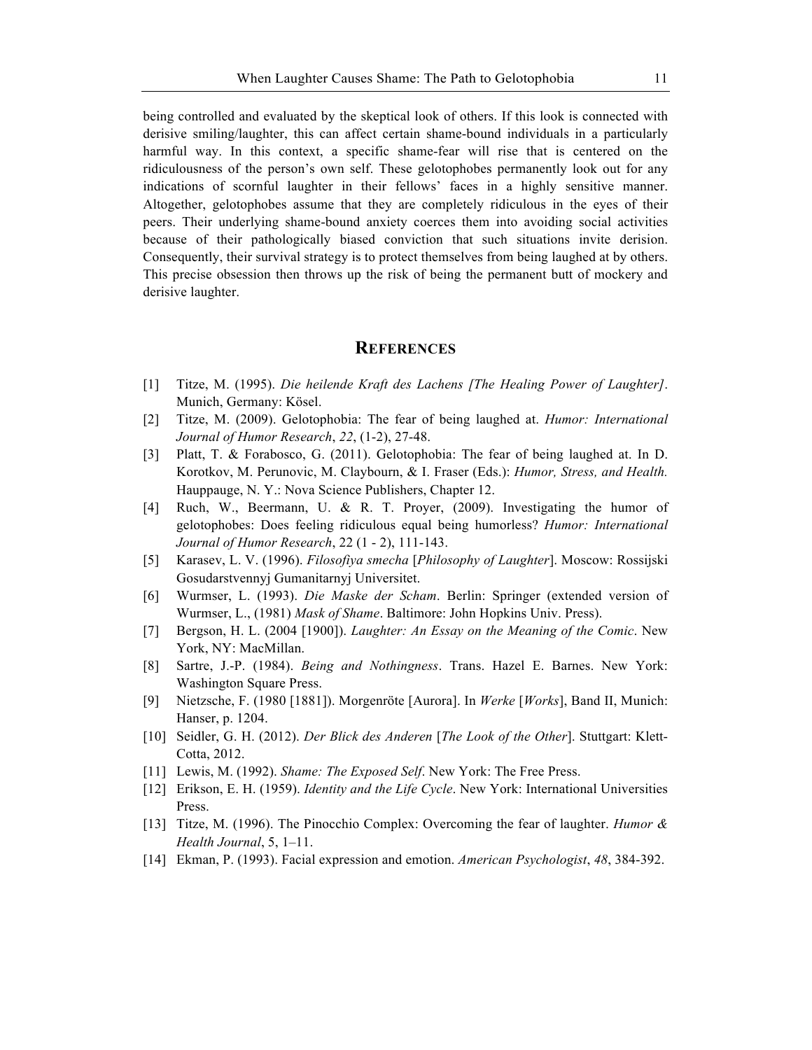being controlled and evaluated by the skeptical look of others. If this look is connected with derisive smiling/laughter, this can affect certain shame-bound individuals in a particularly harmful way. In this context, a specific shame-fear will rise that is centered on the ridiculousness of the person's own self. These gelotophobes permanently look out for any indications of scornful laughter in their fellows' faces in a highly sensitive manner. Altogether, gelotophobes assume that they are completely ridiculous in the eyes of their peers. Their underlying shame-bound anxiety coerces them into avoiding social activities because of their pathologically biased conviction that such situations invite derision. Consequently, their survival strategy is to protect themselves from being laughed at by others. This precise obsession then throws up the risk of being the permanent butt of mockery and derisive laughter.

## REFERENCES

[1] Titze, M. (1995). *Die heilende Kraft des Lachens [The Healing Power of Laughter]*. Munich, Germany: Kösel.

[2] Titze, M. (2009). Gelotophobia: The fear of being laughed at. *Humor: International Journal of Humor Research*, *22*, (1-2), 27-48.

[3] Platt, T. & Forabosco, G. (2011). Gelotophobia: The fear of being laughed at. In D. Korotkov, M. Perunovic, M. Claybourn, & I. Fraser (Eds.): *Humor, Stress, and Health.* Hauppauge, N. Y.: Nova Science Publishers, Chapter 12.

[4] Ruch, W., Beermann, U. & R. T. Proyer, (2009). Investigating the humor of gelotophobes: Does feeling ridiculous equal being humorless? *Humor: International Journal of Humor Research*, 22 (1 - 2), 111-143.

[5] Karasev, L. V. (1996). *Filosofiya smecha* [*Philosophy of Laughter*]. Moscow: Rossijski Gosudarstvennyj Gumanitarnyj Universitet.

[6] Wurmser, L. (1993). *Die Maske der Scham*. Berlin: Springer (extended version of Wurmser, L., (1981) *Mask of Shame*. Baltimore: John Hopkins Univ. Press).

[7] Bergson, H. L. (2004 [1900]). *Laughter: An Essay on the Meaning of the Comic*. New York, NY: MacMillan.

[8] Sartre, J.-P. (1984). *Being and Nothingness*. Trans. Hazel E. Barnes. New York: Washington Square Press.

[9] Nietzsche, F. (1980 [1881]). Morgenröte [Aurora]. In *Werke* [*Works*], Band II, Munich: Hanser, p. 1204.

[10] Seidler, G. H. (2012). *Der Blick des Anderen* [*The Look of the Other*]. Stuttgart: Klett-Cotta, 2012.

[11] Lewis, M. (1992). *Shame: The Exposed Self*. New York: The Free Press.

[12] Erikson, E. H. (1959). *Identity and the Life Cycle*. New York: International Universities Press.

[13] Titze, M. (1996). The Pinocchio Complex: Overcoming the fear of laughter. *Humor & Health Journal*, 5, 1–11.

[14] Ekman, P. (1993). Facial expression and emotion. *American Psychologist*, *48*, 384-392.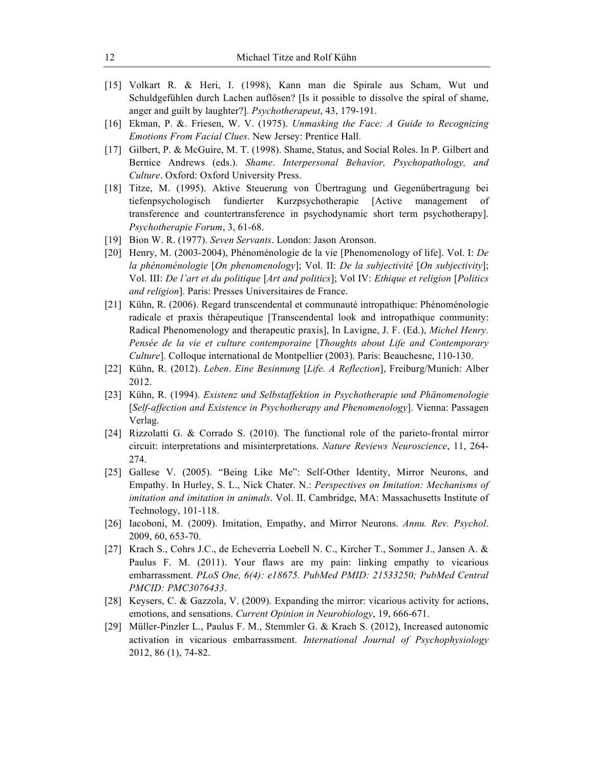[15] Volkart R. & Heri, I. (1998), Kann man die Spirale aus Scham, Wut und Schuldgefühlen durch Lachen auflösen? [Is it possible to dissolve the spiral of shame, anger and guilt by laughter?]. *Psychotherapeut*, 43, 179-191.

[16] Ekman, P. &. Friesen, W. V. (1975). *Unmasking the Face: A Guide to Recognizing Emotions From Facial Clues*. New Jersey: Prentice Hall.

[17] Gilbert, P. & McGuire, M. T. (1998). Shame, Status, and Social Roles. In P. Gilbert and Bernice Andrews (eds.). *Shame*. *Interpersonal Behavior, Psychopathology, and Culture*. Oxford: Oxford University Press.

[18] Titze, M. (1995). Aktive Steuerung von Übertragung und Gegenübertragung bei tiefenpsychologisch fundierter Kurzpsychotherapie [Active management of transference and countertransference in psychodynamic short term psychotherapy]. *Psychotherapie Forum*, 3, 61-68.

[19] Bion W. R. (1977). *Seven Servants*. London: Jason Aronson.

[20] Henry, M. (2003-2004), Phénoménologie de la vie [Phenomenology of life]. Vol. I: *De la phénoménologie* [*On phenomenology*]; Vol. II: *De la subjectivité* [*On subjectivity*]; Vol. III: *De l'art et du politique* [*Art and politics*]; Vol IV: *Ethique et religion* [*Politics and religion*]. Paris: Presses Universitaires de France.

[21] Kühn, R. (2006). Regard transcendental et communauté intropathique: Phénoménologie radicale et praxis thérapeutique [Transcendental look and intropathique community: Radical Phenomenology and therapeutic praxis], In Lavigne, J. F. (Ed.), *Michel Henry. Pensée de la vie et culture contemporaine* [*Thoughts about Life and Contemporary Culture*]. Colloque international de Montpellier (2003). Paris: Beauchesne, 110-130.

[22] Kühn, R. (2012). *Leben*. *Eine Besinnung* [*Life. A Reflection*], Freiburg/Munich: Alber 2012.

[23] Kühn, R. (1994). *Existenz und Selbstaffektion in Psychotherapie und Phänomenologie* [*Self-affection and Existence in Psychotherapy and Phenomenology*]. Vienna: Passagen Verlag.

[24] Rizzolatti G. & Corrado S. (2010). The functional role of the parieto-frontal mirror circuit: interpretations and misinterpretations. *Nature Reviews Neuroscience*, 11, 264-274.

[25] Gallese V. (2005). "Being Like Me": Self-Other Identity, Mirror Neurons, and Empathy. In Hurley, S. L., Nick Chater. N.: *Perspectives on Imitation: Mechanisms of imitation and imitation in animals*. Vol. II. Cambridge, MA: Massachusetts Institute of Technology, 101-118.

[26] Iacoboni, M. (2009). Imitation, Empathy, and Mirror Neurons. *Annu. Rev. Psychol*. 2009, 60, 653-70.

[27] Krach S., Cohrs J.C., de Echeverria Loebell N. C., Kircher T., Sommer J., Jansen A. & Paulus F. M. (2011). Your flaws are my pain: linking empathy to vicarious embarrassment. *PLoS One, 6(4): e18675. PubMed PMID: 21533250; PubMed Central PMCID: PMC3076433*.

[28] Keysers, C. & Gazzola, V. (2009). Expanding the mirror: vicarious activity for actions, emotions, and sensations. *Current Opinion in Neurobiology*, 19, 666-671.

[29] Müller-Pinzler L., Paulus F. M., Stemmler G. & Krach S. (2012), Increased autonomic activation in vicarious embarrassment. *International Journal of Psychophysiology* 2012, 86 (1), 74-82.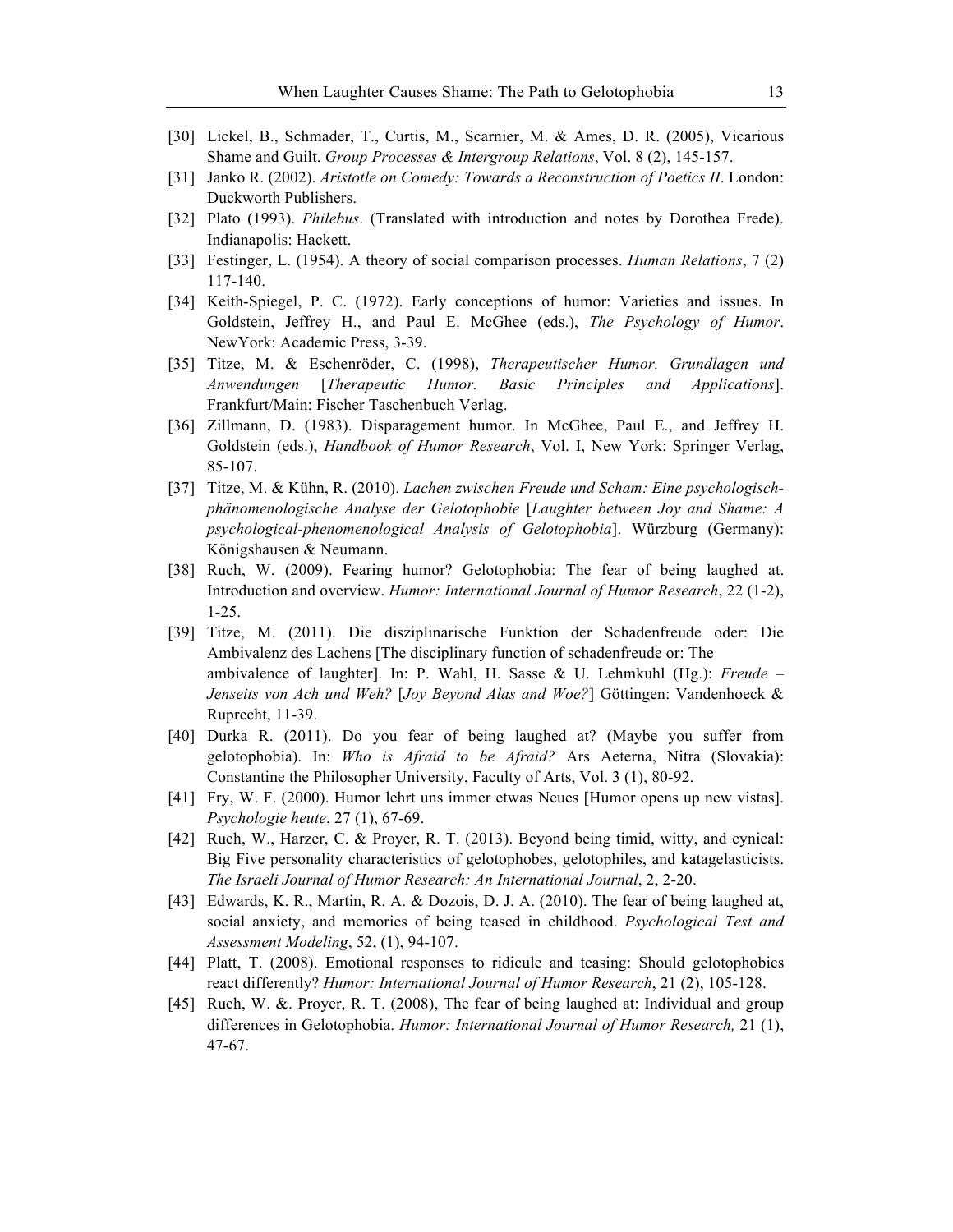[30] Lickel, B., Schmader, T., Curtis, M., Scarnier, M. & Ames, D. R. (2005), Vicarious Shame and Guilt. *Group Processes & Intergroup Relations*, Vol. 8 (2), 145-157.

[31] Janko R. (2002). *Aristotle on Comedy: Towards a Reconstruction of Poetics II*. London: Duckworth Publishers.

[32] Plato (1993). *Philebus*. (Translated with introduction and notes by Dorothea Frede). Indianapolis: Hackett.

[33] Festinger, L. (1954). A theory of social comparison processes. *Human Relations*, 7 (2) 117-140.

[34] Keith-Spiegel, P. C. (1972). Early conceptions of humor: Varieties and issues. In Goldstein, Jeffrey H., and Paul E. McGhee (eds.), *The Psychology of Humor*. NewYork: Academic Press, 3-39.

[35] Titze, M. & Eschenröder, C. (1998), *Therapeutischer Humor. Grundlagen und Anwendungen* [*Therapeutic Humor. Basic Principles and Applications*]. Frankfurt/Main: Fischer Taschenbuch Verlag.

[36] Zillmann, D. (1983). Disparagement humor. In McGhee, Paul E., and Jeffrey H. Goldstein (eds.), *Handbook of Humor Research*, Vol. I, New York: Springer Verlag, 85-107.

[37] Titze, M. & Kühn, R. (2010). *Lachen zwischen Freude und Scham: Eine psychologisch-phänomenologische Analyse der Gelotophobie* [*Laughter between Joy and Shame: A psychological-phenomenological Analysis of Gelotophobia*]. Würzburg (Germany): Königshausen & Neumann.

[38] Ruch, W. (2009). Fearing humor? Gelotophobia: The fear of being laughed at. Introduction and overview. *Humor: International Journal of Humor Research*, 22 (1-2), 1-25.

[39] Titze, M. (2011). Die disziplinarische Funktion der Schadenfreude oder: Die Ambivalenz des Lachens [The disciplinary function of schadenfreude or: The ambivalence of laughter]. In: P. Wahl, H. Sasse & U. Lehmkuhl (Hg.): *Freude – Jenseits von Ach und Weh?* [*Joy Beyond Alas and Woe?*] Göttingen: Vandenhoeck & Ruprecht, 11-39.

[40] Durka R. (2011). Do you fear of being laughed at? (Maybe you suffer from gelotophobia). In: *Who is Afraid to be Afraid?* Ars Aeterna, Nitra (Slovakia): Constantine the Philosopher University, Faculty of Arts, Vol. 3 (1), 80-92.

[41] Fry, W. F. (2000). Humor lehrt uns immer etwas Neues [Humor opens up new vistas]. *Psychologie heute*, 27 (1), 67-69.

[42] Ruch, W., Harzer, C. & Proyer, R. T. (2013). Beyond being timid, witty, and cynical: Big Five personality characteristics of gelotophobes, gelotophiles, and katagelasticists. *The Israeli Journal of Humor Research: An International Journal*, 2, 2-20.

[43] Edwards, K. R., Martin, R. A. & Dozois, D. J. A. (2010). The fear of being laughed at, social anxiety, and memories of being teased in childhood. *Psychological Test and Assessment Modeling*, 52, (1), 94-107.

[44] Platt, T. (2008). Emotional responses to ridicule and teasing: Should gelotophobics react differently? *Humor: International Journal of Humor Research*, 21 (2), 105-128.

[45] Ruch, W. &. Proyer, R. T. (2008), The fear of being laughed at: Individual and group differences in Gelotophobia. *Humor: International Journal of Humor Research,* 21 (1), 47-67.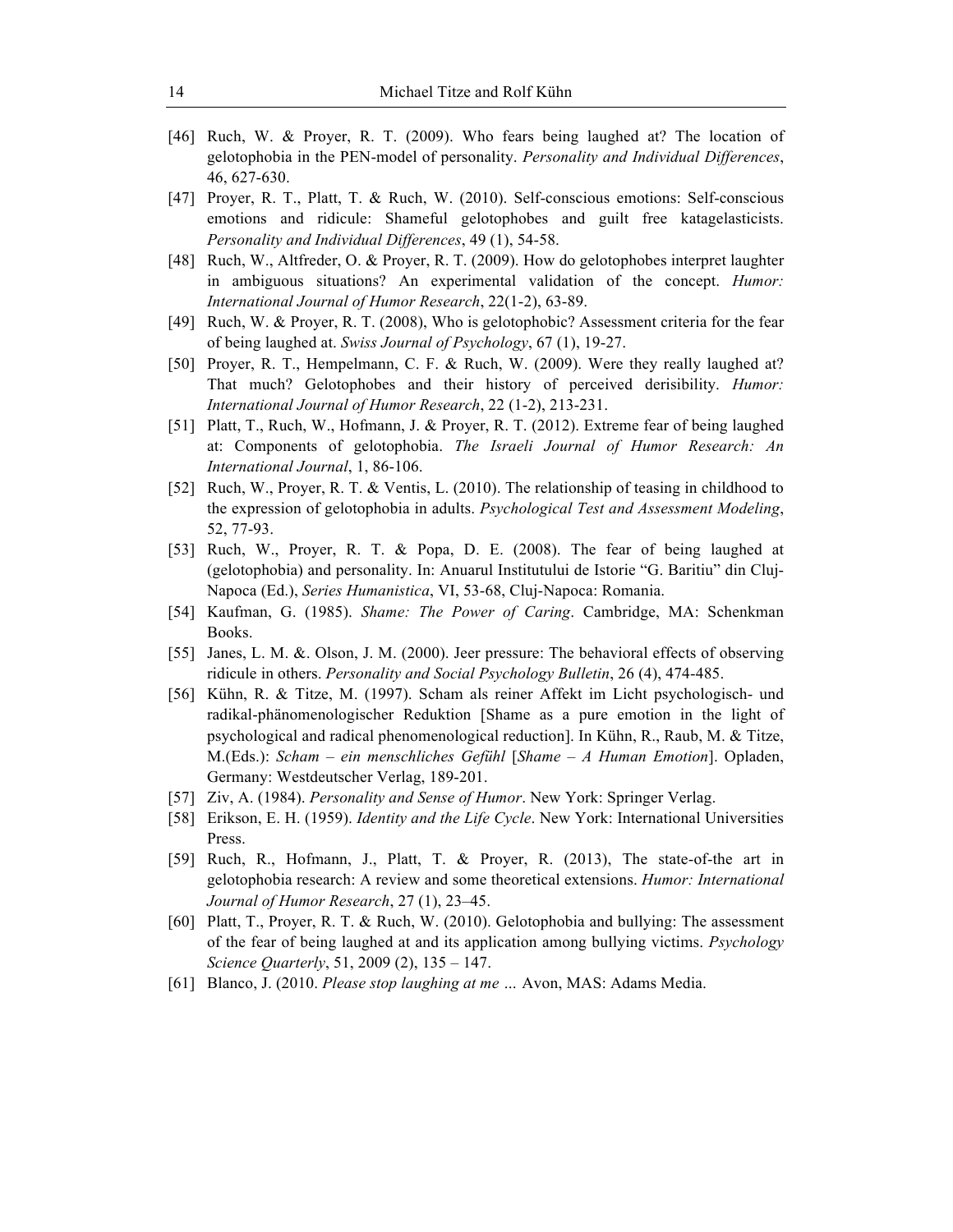[46] Ruch, W. & Proyer, R. T. (2009). Who fears being laughed at? The location of gelotophobia in the PEN-model of personality. *Personality and Individual Differences*, 46, 627-630.

[47] Proyer, R. T., Platt, T. & Ruch, W. (2010). Self-conscious emotions: Self-conscious emotions and ridicule: Shameful gelotophobes and guilt free katagelasticists. *Personality and Individual Differences*, 49 (1), 54-58.

[48] Ruch, W., Altfreder, O. & Proyer, R. T. (2009). How do gelotophobes interpret laughter in ambiguous situations? An experimental validation of the concept. *Humor: International Journal of Humor Research*, 22(1-2), 63-89.

[49] Ruch, W. & Proyer, R. T. (2008), Who is gelotophobic? Assessment criteria for the fear of being laughed at. *Swiss Journal of Psychology*, 67 (1), 19-27.

[50] Proyer, R. T., Hempelmann, C. F. & Ruch, W. (2009). Were they really laughed at? That much? Gelotophobes and their history of perceived derisibility. *Humor: International Journal of Humor Research*, 22 (1-2), 213-231.

[51] Platt, T., Ruch, W., Hofmann, J. & Proyer, R. T. (2012). Extreme fear of being laughed at: Components of gelotophobia. *The Israeli Journal of Humor Research: An International Journal*, 1, 86-106.

[52] Ruch, W., Proyer, R. T. & Ventis, L. (2010). The relationship of teasing in childhood to the expression of gelotophobia in adults. *Psychological Test and Assessment Modeling*, 52, 77-93.

[53] Ruch, W., Proyer, R. T. & Popa, D. E. (2008). The fear of being laughed at (gelotophobia) and personality. In: Anuarul Institutului de Istorie "G. Baritiu" din Cluj-Napoca (Ed.), *Series Humanistica*, VI, 53-68, Cluj-Napoca: Romania.

[54] Kaufman, G. (1985). *Shame: The Power of Caring*. Cambridge, MA: Schenkman Books.

[55] Janes, L. M. &. Olson, J. M. (2000). Jeer pressure: The behavioral effects of observing ridicule in others. *Personality and Social Psychology Bulletin*, 26 (4), 474-485.

[56] Kühn, R. & Titze, M. (1997). Scham als reiner Affekt im Licht psychologisch- und radikal-phänomenologischer Reduktion [Shame as a pure emotion in the light of psychological and radical phenomenological reduction]. In Kühn, R., Raub, M. & Titze, M.(Eds.): *Scham – ein menschliches Gefühl* [*Shame – A Human Emotion*]. Opladen, Germany: Westdeutscher Verlag, 189-201.

[57] Ziv, A. (1984). *Personality and Sense of Humor*. New York: Springer Verlag.

[58] Erikson, E. H. (1959). *Identity and the Life Cycle*. New York: International Universities Press.

[59] Ruch, R., Hofmann, J., Platt, T. & Proyer, R. (2013), The state-of-the art in gelotophobia research: A review and some theoretical extensions. *Humor: International Journal of Humor Research*, 27 (1), 23–45.

[60] Platt, T., Proyer, R. T. & Ruch, W. (2010). Gelotophobia and bullying: The assessment of the fear of being laughed at and its application among bullying victims. *Psychology Science Quarterly*, 51, 2009 (2), 135 – 147.

[61] Blanco, J. (2010. *Please stop laughing at me …* Avon, MAS: Adams Media.